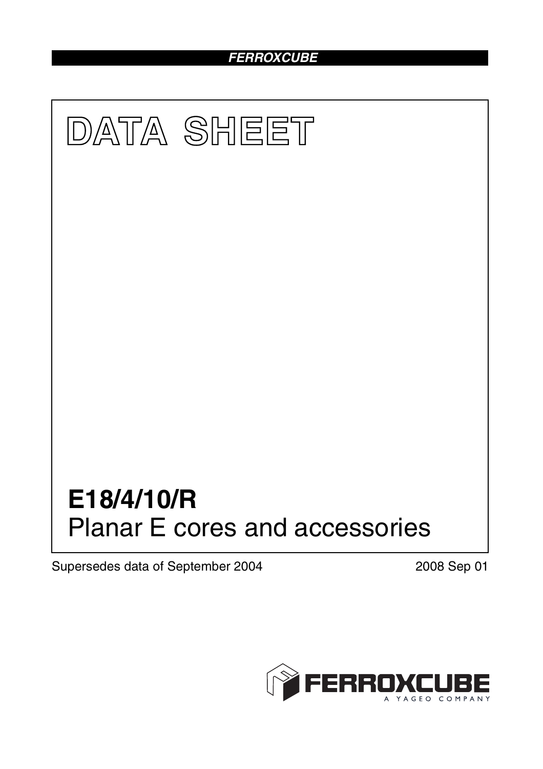FERROXCUBE

# DATA SHEET

# E18/4/10/R

## Planar E cores and accessories

Supersedes data of September 2004

2008 Sep 01

FERROXCUBE
A YAGEO COMPANY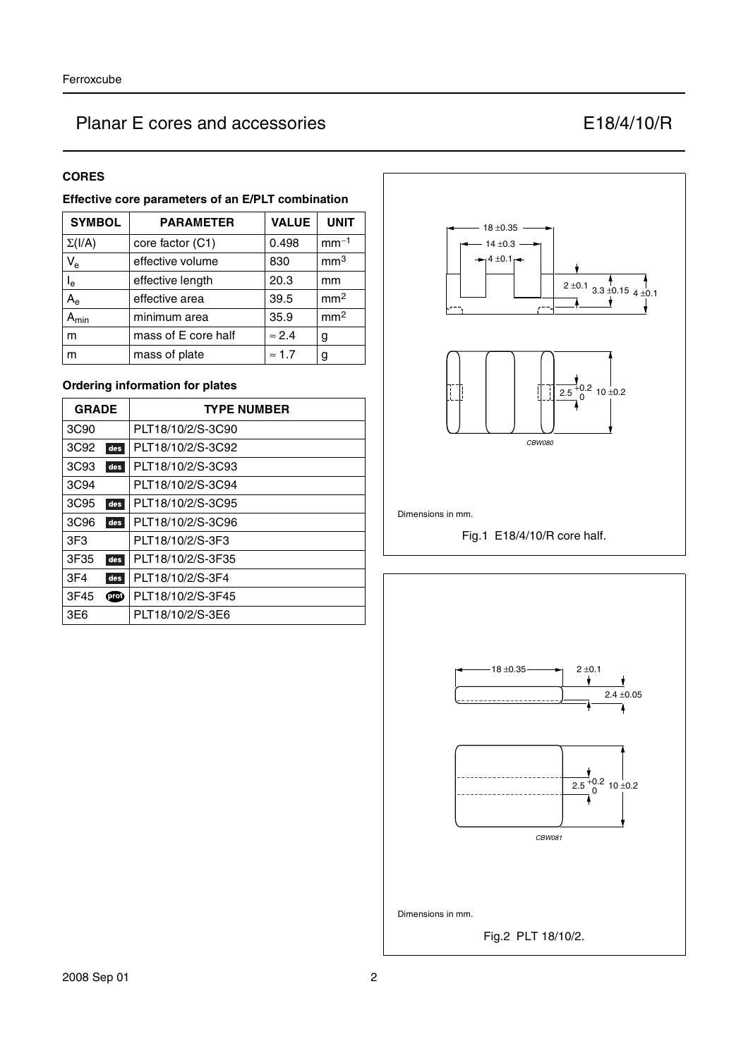# Planar E cores and accessories — E18/4/10/R

## CORES

### Effective core parameters of an E/PLT combination

| SYMBOL | PARAMETER | VALUE | UNIT |
|---|---|---|---|
| $\Sigma(I/A)$ | core factor (C1) | 0.498 | $mm^{-1}$ |
| $V_e$ | effective volume | 830 | $mm^3$ |
| $l_e$ | effective length | 20.3 | mm |
| $A_e$ | effective area | 39.5 | $mm^2$ |
| $A_{min}$ | minimum area | 35.9 | $mm^2$ |
| m | mass of E core half | ≈ 2.4 | g |
| m | mass of plate | ≈ 1.7 | g |

### Ordering information for plates

| GRADE | TYPE NUMBER |
|---|---|
| 3C90 | PLT18/10/2/S-3C90 |
| 3C92 des | PLT18/10/2/S-3C92 |
| 3C93 des | PLT18/10/2/S-3C93 |
| 3C94 | PLT18/10/2/S-3C94 |
| 3C95 des | PLT18/10/2/S-3C95 |
| 3C96 des | PLT18/10/2/S-3C96 |
| 3F3 | PLT18/10/2/S-3F3 |
| 3F35 des | PLT18/10/2/S-3F35 |
| 3F4 des | PLT18/10/2/S-3F4 |
| 3F45 prot | PLT18/10/2/S-3F45 |
| 3E6 | PLT18/10/2/S-3E6 |

Dimensions in mm.

Fig.1 E18/4/10/R core half.

Dimensions in mm.

Fig.2 PLT 18/10/2.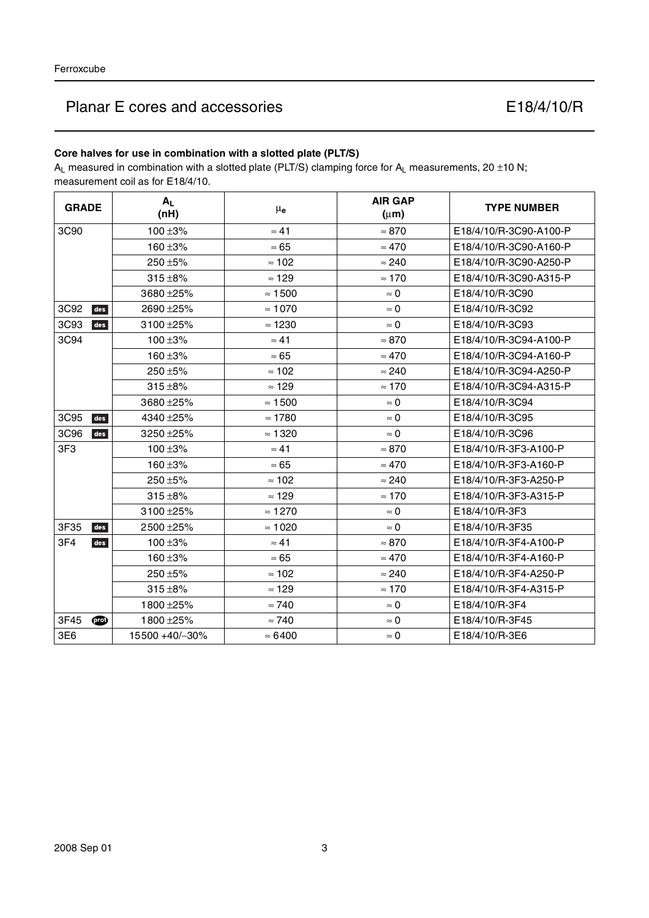# Planar E cores and accessories E18/4/10/R

### Core halves for use in combination with a slotted plate (PLT/S)

$A_L$ measured in combination with a slotted plate (PLT/S) clamping force for $A_L$ measurements, 20 ±10 N; measurement coil as for E18/4/10.

| GRADE | $A_L$ (nH) | $\mu_e$ | AIR GAP (μm) | TYPE NUMBER |
|---|---|---|---|---|
| 3C90 | 100 ±3% | ≈ 41 | ≈ 870 | E18/4/10/R-3C90-A100-P |
| | 160 ±3% | ≈ 65 | ≈ 470 | E18/4/10/R-3C90-A160-P |
| | 250 ±5% | ≈ 102 | ≈ 240 | E18/4/10/R-3C90-A250-P |
| | 315 ±8% | ≈ 129 | ≈ 170 | E18/4/10/R-3C90-A315-P |
| | 3680 ±25% | ≈ 1500 | ≈ 0 | E18/4/10/R-3C90 |
| 3C92 des | 2690 ±25% | ≈ 1070 | ≈ 0 | E18/4/10/R-3C92 |
| 3C93 des | 3100 ±25% | ≈ 1230 | ≈ 0 | E18/4/10/R-3C93 |
| 3C94 | 100 ±3% | ≈ 41 | ≈ 870 | E18/4/10/R-3C94-A100-P |
| | 160 ±3% | ≈ 65 | ≈ 470 | E18/4/10/R-3C94-A160-P |
| | 250 ±5% | ≈ 102 | ≈ 240 | E18/4/10/R-3C94-A250-P |
| | 315 ±8% | ≈ 129 | ≈ 170 | E18/4/10/R-3C94-A315-P |
| | 3680 ±25% | ≈ 1500 | ≈ 0 | E18/4/10/R-3C94 |
| 3C95 des | 4340 ±25% | ≈ 1780 | ≈ 0 | E18/4/10/R-3C95 |
| 3C96 des | 3250 ±25% | ≈ 1320 | ≈ 0 | E18/4/10/R-3C96 |
| 3F3 | 100 ±3% | ≈ 41 | ≈ 870 | E18/4/10/R-3F3-A100-P |
| | 160 ±3% | ≈ 65 | ≈ 470 | E18/4/10/R-3F3-A160-P |
| | 250 ±5% | ≈ 102 | ≈ 240 | E18/4/10/R-3F3-A250-P |
| | 315 ±8% | ≈ 129 | ≈ 170 | E18/4/10/R-3F3-A315-P |
| | 3100 ±25% | ≈ 1270 | ≈ 0 | E18/4/10/R-3F3 |
| 3F35 des | 2500 ±25% | ≈ 1020 | ≈ 0 | E18/4/10/R-3F35 |
| 3F4 des | 100 ±3% | ≈ 41 | ≈ 870 | E18/4/10/R-3F4-A100-P |
| | 160 ±3% | ≈ 65 | ≈ 470 | E18/4/10/R-3F4-A160-P |
| | 250 ±5% | ≈ 102 | ≈ 240 | E18/4/10/R-3F4-A250-P |
| | 315 ±8% | ≈ 129 | ≈ 170 | E18/4/10/R-3F4-A315-P |
| | 1800 ±25% | ≈ 740 | ≈ 0 | E18/4/10/R-3F4 |
| 3F45 prot | 1800 ±25% | ≈ 740 | ≈ 0 | E18/4/10/R-3F45 |
| 3E6 | 15500 +40/−30% | ≈ 6400 | ≈ 0 | E18/4/10/R-3E6 |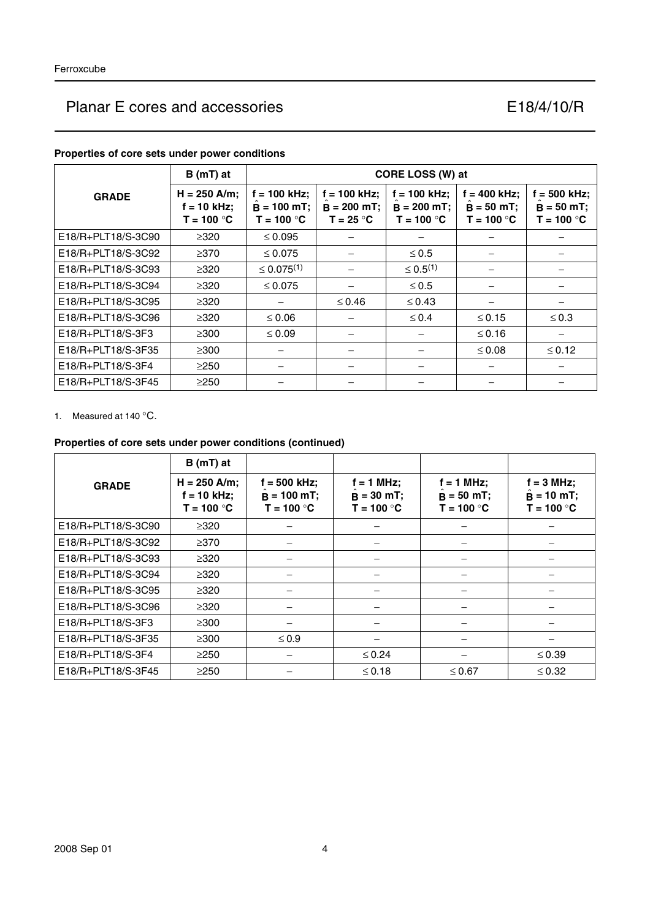## Properties of core sets under power conditions

| GRADE | B (mT) at | CORE LOSS (W) at | | | | |
|---|---|---|---|---|---|---|
| | H = 250 A/m; f = 10 kHz; T = 100 °C | f = 100 kHz; $\hat{B}$ = 100 mT; T = 100 °C | f = 100 kHz; $\hat{B}$ = 200 mT; T = 25 °C | f = 100 kHz; $\hat{B}$ = 200 mT; T = 100 °C | f = 400 kHz; $\hat{B}$ = 50 mT; T = 100 °C | f = 500 kHz; $\hat{B}$ = 50 mT; T = 100 °C |
| E18/R+PLT18/S-3C90 | ≥320 | ≤ 0.095 | − | − | − | − |
| E18/R+PLT18/S-3C92 | ≥370 | ≤ 0.075 | − | ≤ 0.5 | − | − |
| E18/R+PLT18/S-3C93 | ≥320 | ≤ 0.075[1] | − | ≤ 0.5[1] | − | − |
| E18/R+PLT18/S-3C94 | ≥320 | ≤ 0.075 | − | ≤ 0.5 | − | − |
| E18/R+PLT18/S-3C95 | ≥320 | − | ≤ 0.46 | ≤ 0.43 | − | − |
| E18/R+PLT18/S-3C96 | ≥320 | ≤ 0.06 | − | ≤ 0.4 | ≤ 0.15 | ≤ 0.3 |
| E18/R+PLT18/S-3F3 | ≥300 | ≤ 0.09 | − | − | ≤ 0.16 | − |
| E18/R+PLT18/S-3F35 | ≥300 | − | − | − | ≤ 0.08 | ≤ 0.12 |
| E18/R+PLT18/S-3F4 | ≥250 | − | − | − | − | − |
| E18/R+PLT18/S-3F45 | ≥250 | − | − | − | − | − |

1. Measured at 140 °C.

## Properties of core sets under power conditions (continued)

| GRADE | B (mT) at | | | | |
|---|---|---|---|---|---|
| | H = 250 A/m; f = 10 kHz; T = 100 °C | f = 500 kHz; $\hat{B}$ = 100 mT; T = 100 °C | f = 1 MHz; $\hat{B}$ = 30 mT; T = 100 °C | f = 1 MHz; $\hat{B}$ = 50 mT; T = 100 °C | f = 3 MHz; $\hat{B}$ = 10 mT; T = 100 °C |
| E18/R+PLT18/S-3C90 | ≥320 | − | − | − | − |
| E18/R+PLT18/S-3C92 | ≥370 | − | − | − | − |
| E18/R+PLT18/S-3C93 | ≥320 | − | − | − | − |
| E18/R+PLT18/S-3C94 | ≥320 | − | − | − | − |
| E18/R+PLT18/S-3C95 | ≥320 | − | − | − | − |
| E18/R+PLT18/S-3C96 | ≥320 | − | − | − | − |
| E18/R+PLT18/S-3F3 | ≥300 | − | − | − | − |
| E18/R+PLT18/S-3F35 | ≥300 | ≤ 0.9 | − | − | − |
| E18/R+PLT18/S-3F4 | ≥250 | − | ≤ 0.24 | − | ≤ 0.39 |
| E18/R+PLT18/S-3F45 | ≥250 | − | ≤ 0.18 | ≤ 0.67 | ≤ 0.32 |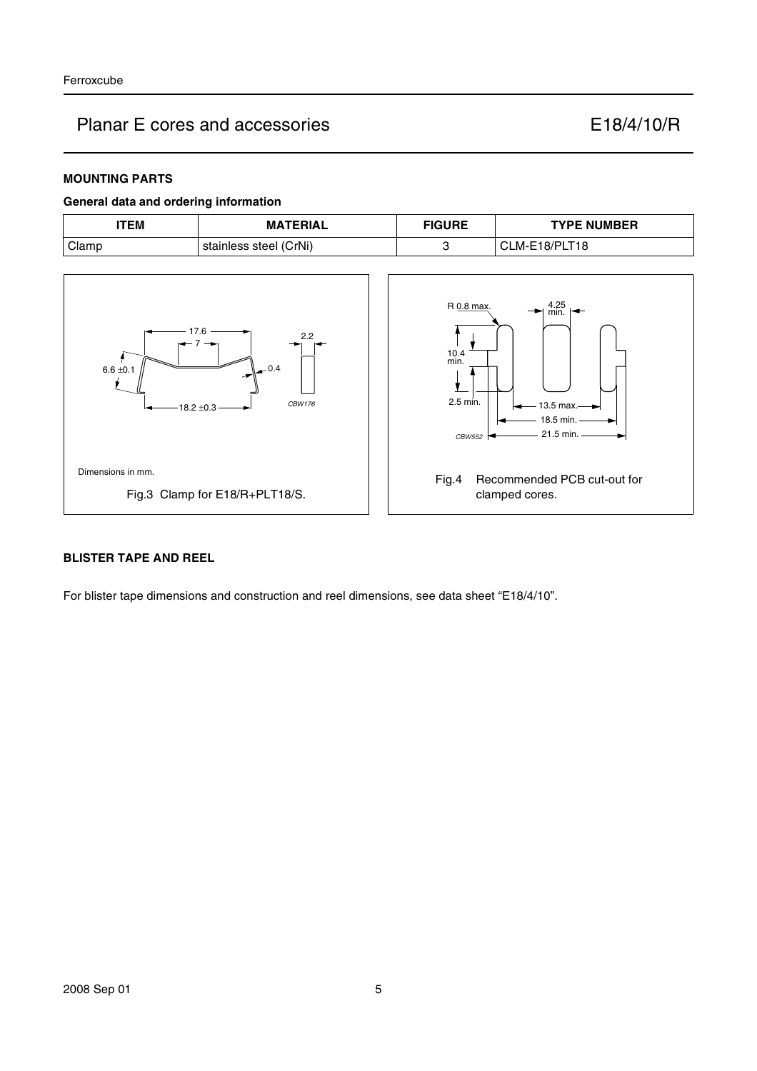## MOUNTING PARTS

### General data and ordering information

| ITEM | MATERIAL | FIGURE | TYPE NUMBER |
|---|---|---|---|
| Clamp | stainless steel (CrNi) | 3 | CLM-E18/PLT18 |

Dimensions in mm.

Fig.3 Clamp for E18/R+PLT18/S.

Fig.4 Recommended PCB cut-out for clamped cores.

## BLISTER TAPE AND REEL

For blister tape dimensions and construction and reel dimensions, see data sheet "E18/4/10".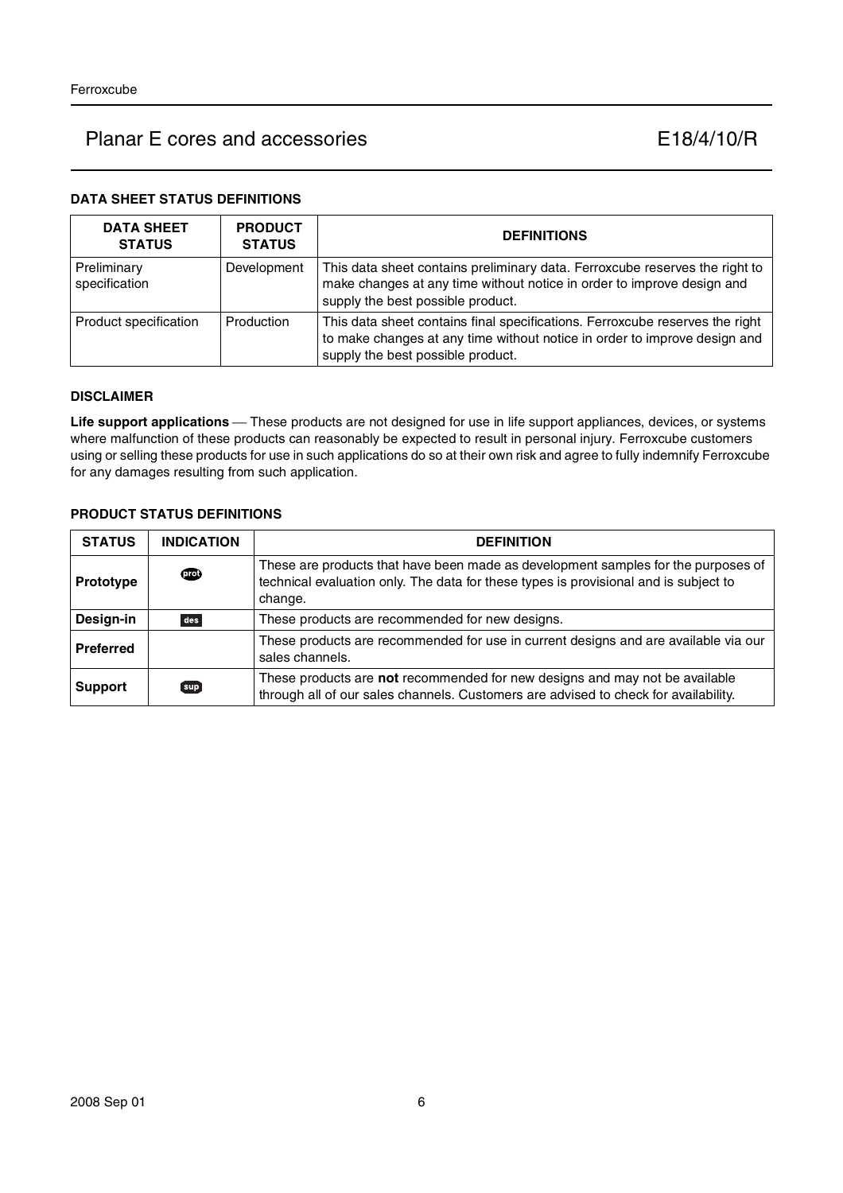## DATA SHEET STATUS DEFINITIONS

| DATA SHEET STATUS | PRODUCT STATUS | DEFINITIONS |
|---|---|---|
| Preliminary specification | Development | This data sheet contains preliminary data. Ferroxcube reserves the right to make changes at any time without notice in order to improve design and supply the best possible product. |
| Product specification | Production | This data sheet contains final specifications. Ferroxcube reserves the right to make changes at any time without notice in order to improve design and supply the best possible product. |

## DISCLAIMER

**Life support applications** — These products are not designed for use in life support appliances, devices, or systems where malfunction of these products can reasonably be expected to result in personal injury. Ferroxcube customers using or selling these products for use in such applications do so at their own risk and agree to fully indemnify Ferroxcube for any damages resulting from such application.

## PRODUCT STATUS DEFINITIONS

| STATUS | INDICATION | DEFINITION |
|---|---|---|
| **Prototype** | prot | These are products that have been made as development samples for the purposes of technical evaluation only. The data for these types is provisional and is subject to change. |
| **Design-in** | des | These products are recommended for new designs. |
| **Preferred** | | These products are recommended for use in current designs and are available via our sales channels. |
| **Support** | sup | These products are **not** recommended for new designs and may not be available through all of our sales channels. Customers are advised to check for availability. |